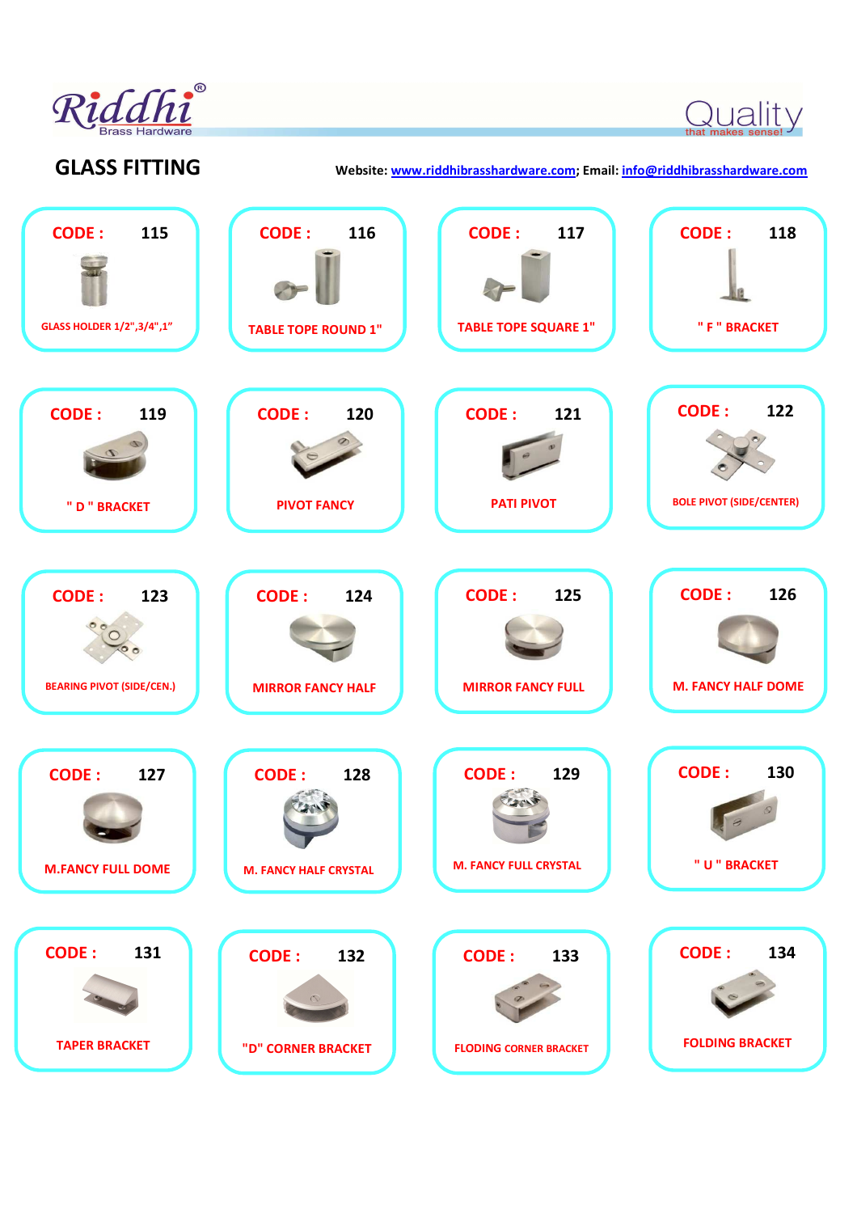Riddhi®
Brass Hardware

Quality
that makes sense!

## GLASS FITTING

Website: www.riddhibrasshardware.com; Email: info@riddhibrasshardware.com

**CODE : 115**
GLASS HOLDER 1/2",3/4",1"

**CODE : 116**
TABLE TOPE ROUND 1"

**CODE : 117**
TABLE TOPE SQUARE 1"

**CODE : 118**
" F " BRACKET

**CODE : 119**
" D " BRACKET

**CODE : 120**
PIVOT FANCY

**CODE : 121**
PATI PIVOT

**CODE : 122**
BOLE PIVOT (SIDE/CENTER)

**CODE : 123**
BEARING PIVOT (SIDE/CEN.)

**CODE : 124**
MIRROR FANCY HALF

**CODE : 125**
MIRROR FANCY FULL

**CODE : 126**
M. FANCY HALF DOME

**CODE : 127**
M.FANCY FULL DOME

**CODE : 128**
M. FANCY HALF CRYSTAL

**CODE : 129**
M. FANCY FULL CRYSTAL

**CODE : 130**
" U " BRACKET

**CODE : 131**
TAPER BRACKET

**CODE : 132**
"D" CORNER BRACKET

**CODE : 133**
FLODING CORNER BRACKET

**CODE : 134**
FOLDING BRACKET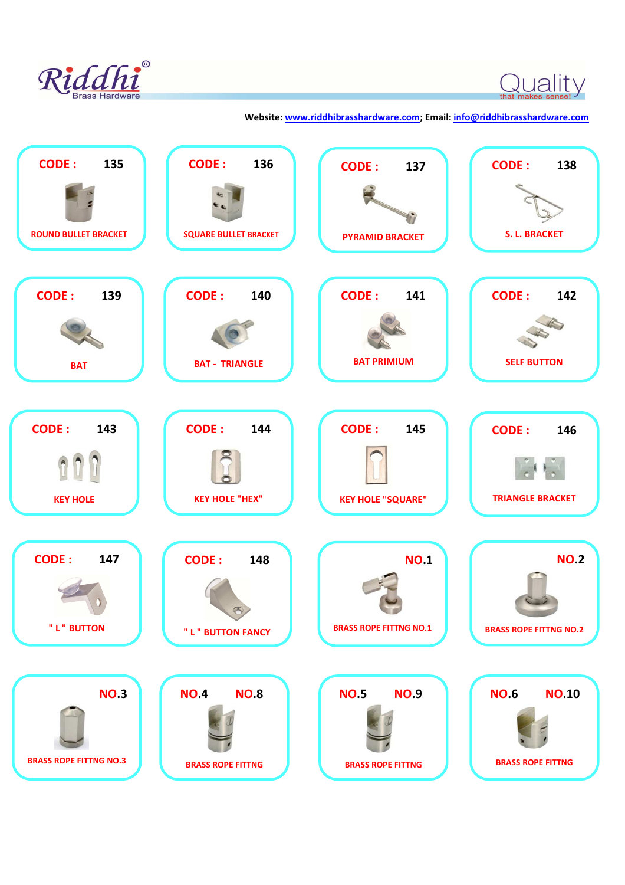Riddhi® Brass Hardware

Quality that makes sense!

**Website:** www.riddhibrasshardware.com; **Email:** info@riddhibrasshardware.com

| | | | |
|---|---|---|---|
| **CODE : 135** ROUND BULLET BRACKET | **CODE : 136** SQUARE BULLET BRACKET | **CODE : 137** PYRAMID BRACKET | **CODE : 138** S. L. BRACKET |
| **CODE : 139** BAT | **CODE : 140** BAT - TRIANGLE | **CODE : 141** BAT PRIMIUM | **CODE : 142** SELF BUTTON |
| **CODE : 143** KEY HOLE | **CODE : 144** KEY HOLE "HEX" | **CODE : 145** KEY HOLE "SQUARE" | **CODE : 146** TRIANGLE BRACKET |
| **CODE : 147** " L " BUTTON | **CODE : 148** " L " BUTTON FANCY | **NO.1** BRASS ROPE FITTNG NO.1 | **NO.2** BRASS ROPE FITTNG NO.2 |
| **NO.3** BRASS ROPE FITTNG NO.3 | **NO.4 NO.8** BRASS ROPE FITTNG | **NO.5 NO.9** BRASS ROPE FITTNG | **NO.6 NO.10** BRASS ROPE FITTNG |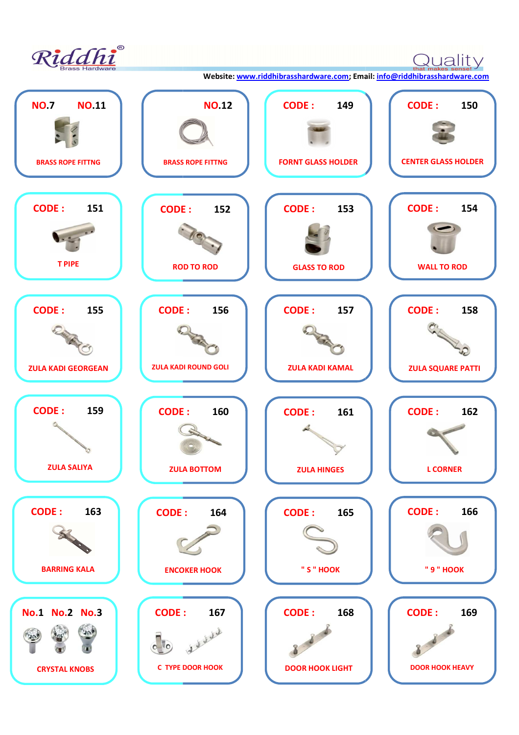# Riddhi®

Brass Hardware

Quality
that makes sense!

Website: www.riddhibrasshardware.com; Email: info@riddhibrasshardware.com

| | | | |
|---|---|---|---|
| NO.7 NO.11 BRASS ROPE FITTNG | NO.12 BRASS ROPE FITTNG | CODE : 149 FORNT GLASS HOLDER | CODE : 150 CENTER GLASS HOLDER |
| CODE : 151 T PIPE | CODE : 152 ROD TO ROD | CODE : 153 GLASS TO ROD | CODE : 154 WALL TO ROD |
| CODE : 155 ZULA KADI GEORGEAN | CODE : 156 ZULA KADI ROUND GOLI | CODE : 157 ZULA KADI KAMAL | CODE : 158 ZULA SQUARE PATTI |
| CODE : 159 ZULA SALIYA | CODE : 160 ZULA BOTTOM | CODE : 161 ZULA HINGES | CODE : 162 L CORNER |
| CODE : 163 BARRING KALA | CODE : 164 ENCOKER HOOK | CODE : 165 " S " HOOK | CODE : 166 " 9 " HOOK |
| No.1 No.2 No.3 CRYSTAL KNOBS | CODE : 167 C TYPE DOOR HOOK | CODE : 168 DOOR HOOK LIGHT | CODE : 169 DOOR HOOK HEAVY |